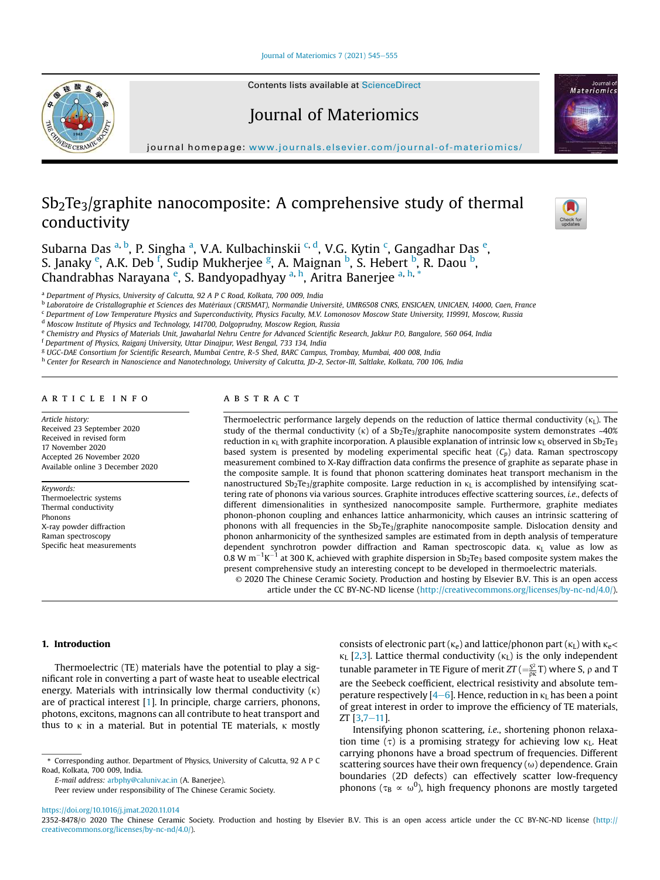# $Sb_2Te_3$/graphite nanocomposite: A comprehensive study of thermal conductivity

Subarna Das [a,b], P. Singha [a], V.A. Kulbachinskii [c,d], V.G. Kytin [c], Gangadhar Das [e], S. Janaky [e], A.K. Deb [f], Sudip Mukherjee [g], A. Maignan [b], S. Hebert [b], R. Daou [b], Chandrabhas Narayana [e], S. Bandyopadhyay [a,h], Aritra Banerjee [a,h,*]

[a] Department of Physics, University of Calcutta, 92 A P C Road, Kolkata, 700 009, India
[b] Laboratoire de Cristallographie et Sciences des Matériaux (CRISMAT), Normandie Université, UMR6508 CNRS, ENSICAEN, UNICAEN, 14000, Caen, France
[c] Department of Low Temperature Physics and Superconductivity, Physics Faculty, M.V. Lomonosov Moscow State University, 119991, Moscow, Russia
[d] Moscow Institute of Physics and Technology, 141700, Dolgoprudny, Moscow Region, Russia
[e] Chemistry and Physics of Materials Unit, Jawaharlal Nehru Centre for Advanced Scientific Research, Jakkur P.O, Bangalore, 560 064, India
[f] Department of Physics, Raiganj University, Uttar Dinajpur, West Bengal, 733 134, India
[g] UGC-DAE Consortium for Scientific Research, Mumbai Centre, R-5 Shed, BARC Campus, Trombay, Mumbai, 400 008, India
[h] Center for Research in Nanoscience and Nanotechnology, University of Calcutta, JD-2, Sector-III, Saltlake, Kolkata, 700 106, India

## ARTICLE INFO

*Article history:*
Received 23 September 2020
Received in revised form 17 November 2020
Accepted 26 November 2020
Available online 3 December 2020

*Keywords:*
Thermoelectric systems
Thermal conductivity
Phonons
X-ray powder diffraction
Raman spectroscopy
Specific heat measurements

## ABSTRACT

Thermoelectric performance largely depends on the reduction of lattice thermal conductivity ($\kappa_L$). The study of the thermal conductivity ($\kappa$) of a $Sb_2Te_3$/graphite nanocomposite system demonstrates ~40% reduction in $\kappa_L$ with graphite incorporation. A plausible explanation of intrinsic low $\kappa_L$ observed in $Sb_2Te_3$ based system is presented by modeling experimental specific heat ($C_p$) data. Raman spectroscopy measurement combined to X-Ray diffraction data confirms the presence of graphite as separate phase in the composite sample. It is found that phonon scattering dominates heat transport mechanism in the nanostructured $Sb_2Te_3$/graphite composite. Large reduction in $\kappa_L$ is accomplished by intensifying scattering rate of phonons via various sources. Graphite introduces effective scattering sources, *i.e.*, defects of different dimensionalities in synthesized nanocomposite sample. Furthermore, graphite mediates phonon-phonon coupling and enhances lattice anharmonicity, which causes an intrinsic scattering of phonons with all frequencies in the $Sb_2Te_3$/graphite nanocomposite sample. Dislocation density and phonon anharmonicity of the synthesized samples are estimated from in depth analysis of temperature dependent synchrotron powder diffraction and Raman spectroscopic data. $\kappa_L$ value as low as 0.8 W $m^{-1}K^{-1}$ at 300 K, achieved with graphite dispersion in $Sb_2Te_3$ based composite system makes the present comprehensive study an interesting concept to be developed in thermoelectric materials.

© 2020 The Chinese Ceramic Society. Production and hosting by Elsevier B.V. This is an open access article under the CC BY-NC-ND license (http://creativecommons.org/licenses/by-nc-nd/4.0/).

## 1. Introduction

Thermoelectric (TE) materials have the potential to play a significant role in converting a part of waste heat to useable electrical energy. Materials with intrinsically low thermal conductivity ($\kappa$) are of practical interest [1]. In principle, charge carriers, phonons, photons, excitons, magnons can all contribute to heat transport and thus to $\kappa$ in a material. But in potential TE materials, $\kappa$ mostly consists of electronic part ($\kappa_e$) and lattice/phonon part ($\kappa_L$) with $\kappa_e < \kappa_L$ [2,3]. Lattice thermal conductivity ($\kappa_L$) is the only independent tunable parameter in TE Figure of merit $ZT\,(=\frac{S^2}{\rho\kappa}T)$ where S, $\rho$ and T are the Seebeck coefficient, electrical resistivity and absolute temperature respectively [4–6]. Hence, reduction in $\kappa_L$ has been a point of great interest in order to improve the efficiency of TE materials, ZT [3,7–11].

Intensifying phonon scattering, *i.e.*, shortening phonon relaxation time ($\tau$) is a promising strategy for achieving low $\kappa_L$. Heat carrying phonons have a broad spectrum of frequencies. Different scattering sources have their own frequency ($\omega$) dependence. Grain boundaries (2D defects) can effectively scatter low-frequency phonons ($\tau_B \propto \omega^0$), high frequency phonons are mostly targeted

\* Corresponding author. Department of Physics, University of Calcutta, 92 A P C Road, Kolkata, 700 009, India.
*E-mail address:* arbphy@caluniv.ac.in (A. Banerjee).
Peer review under responsibility of The Chinese Ceramic Society.

https://doi.org/10.1016/j.jmat.2020.11.014
2352-8478/© 2020 The Chinese Ceramic Society. Production and hosting by Elsevier B.V. This is an open access article under the CC BY-NC-ND license (http://creativecommons.org/licenses/by-nc-nd/4.0/).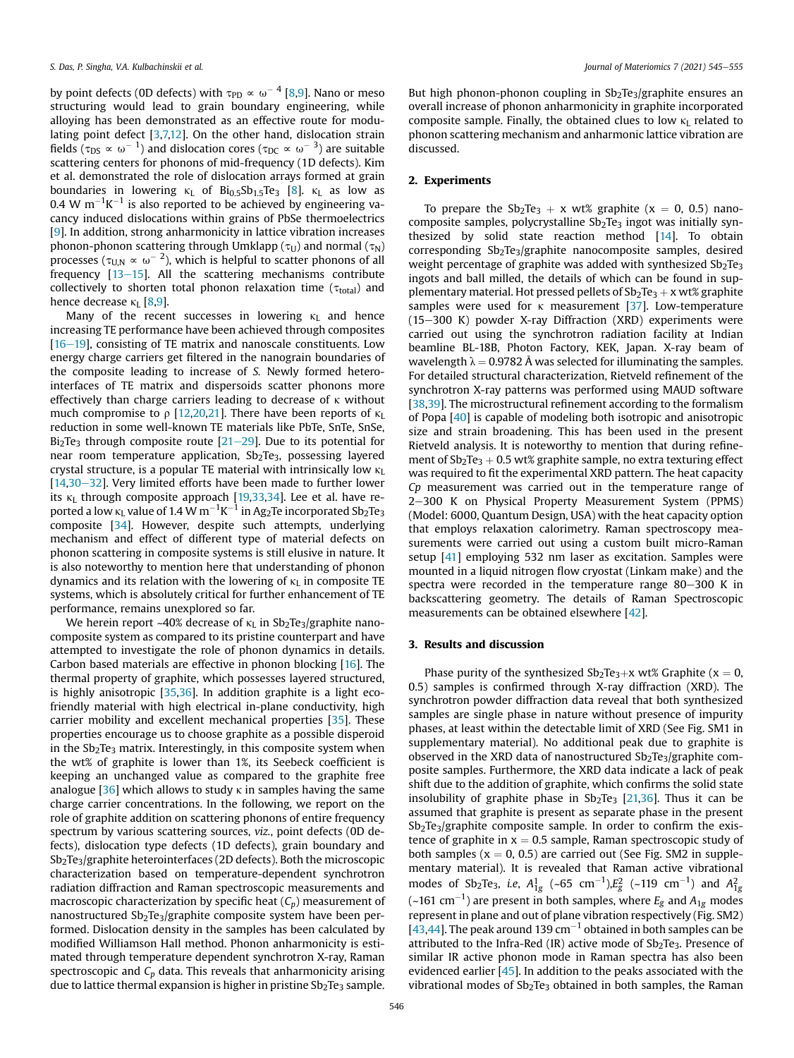by point defects (0D defects) with $\tau_{PD} \propto \omega^{-4}$ [8,9]. Nano or meso structuring would lead to grain boundary engineering, while alloying has been demonstrated as an effective route for modulating point defect [3,7,12]. On the other hand, dislocation strain fields ($\tau_{DS} \propto \omega^{-1}$) and dislocation cores ($\tau_{DC} \propto \omega^{-3}$) are suitable scattering centers for phonons of mid-frequency (1D defects). Kim et al. demonstrated the role of dislocation arrays formed at grain boundaries in lowering $\kappa_L$ of $Bi_{0.5}Sb_{1.5}Te_3$ [8]. $\kappa_L$ as low as 0.4 W $m^{-1}K^{-1}$ is also reported to be achieved by engineering vacancy induced dislocations within grains of PbSe thermoelectrics [9]. In addition, strong anharmonicity in lattice vibration increases phonon-phonon scattering through Umklapp ($\tau_U$) and normal ($\tau_N$) processes ($\tau_{U,N} \propto \omega^{-2}$), which is helpful to scatter phonons of all frequency [13–15]. All the scattering mechanisms contribute collectively to shorten total phonon relaxation time ($\tau_{total}$) and hence decrease $\kappa_L$ [8,9].

Many of the recent successes in lowering $\kappa_L$ and hence increasing TE performance have been achieved through composites [16–19], consisting of TE matrix and nanoscale constituents. Low energy charge carriers get filtered in the nanograin boundaries of the composite leading to increase of *S*. Newly formed hetero-interfaces of TE matrix and dispersoids scatter phonons more effectively than charge carriers leading to decrease of $\kappa$ without much compromise to $\rho$ [12,20,21]. There have been reports of $\kappa_L$ reduction in some well-known TE materials like PbTe, SnTe, SnSe, $Bi_2Te_3$ through composite route [21–29]. Due to its potential for near room temperature application, $Sb_2Te_3$, possessing layered crystal structure, is a popular TE material with intrinsically low $\kappa_L$ [14,30–32]. Very limited efforts have been made to further lower its $\kappa_L$ through composite approach [19,33,34]. Lee et al. have reported a low $\kappa_L$ value of 1.4 W $m^{-1}K^{-1}$ in $Ag_2Te$ incorporated $Sb_2Te_3$ composite [34]. However, despite such attempts, underlying mechanism and effect of different type of material defects on phonon scattering in composite systems is still elusive in nature. It is also noteworthy to mention here that understanding of phonon dynamics and its relation with the lowering of $\kappa_L$ in composite TE systems, which is absolutely critical for further enhancement of TE performance, remains unexplored so far.

We herein report ~40% decrease of $\kappa_L$ in $Sb_2Te_3$/graphite nanocomposite system as compared to its pristine counterpart and have attempted to investigate the role of phonon dynamics in details. Carbon based materials are effective in phonon blocking [16]. The thermal property of graphite, which possesses layered structured, is highly anisotropic [35,36]. In addition graphite is a light eco-friendly material with high electrical in-plane conductivity, high carrier mobility and excellent mechanical properties [35]. These properties encourage us to choose graphite as a possible disperoid in the $Sb_2Te_3$ matrix. Interestingly, in this composite system when the wt% of graphite is lower than 1%, its Seebeck coefficient is keeping an unchanged value as compared to the graphite free analogue [36] which allows to study $\kappa$ in samples having the same charge carrier concentrations. In the following, we report on the role of graphite addition on scattering phonons of entire frequency spectrum by various scattering sources, *viz.*, point defects (0D defects), dislocation type defects (1D defects), grain boundary and $Sb_2Te_3$/graphite heterointerfaces (2D defects). Both the microscopic characterization based on temperature-dependent synchrotron radiation diffraction and Raman spectroscopic measurements and macroscopic characterization by specific heat ($C_p$) measurement of nanostructured $Sb_2Te_3$/graphite composite system have been performed. Dislocation density in the samples has been calculated by modified Williamson Hall method. Phonon anharmonicity is estimated through temperature dependent synchrotron X-ray, Raman spectroscopic and $C_p$ data. This reveals that anharmonicity arising due to lattice thermal expansion is higher in pristine $Sb_2Te_3$ sample. But high phonon-phonon coupling in $Sb_2Te_3$/graphite ensures an overall increase of phonon anharmonicity in graphite incorporated composite sample. Finally, the obtained clues to low $\kappa_L$ related to phonon scattering mechanism and anharmonic lattice vibration are discussed.

## 2. Experiments

To prepare the $Sb_2Te_3$ + x wt% graphite (x = 0, 0.5) nanocomposite samples, polycrystalline $Sb_2Te_3$ ingot was initially synthesized by solid state reaction method [14]. To obtain corresponding $Sb_2Te_3$/graphite nanocomposite samples, desired weight percentage of graphite was added with synthesized $Sb_2Te_3$ ingots and ball milled, the details of which can be found in supplementary material. Hot pressed pellets of $Sb_2Te_3$ + x wt% graphite samples were used for $\kappa$ measurement [37]. Low-temperature (15–300 K) powder X-ray Diffraction (XRD) experiments were carried out using the synchrotron radiation facility at Indian beamline BL-18B, Photon Factory, KEK, Japan. X-ray beam of wavelength $\lambda$ = 0.9782 Å was selected for illuminating the samples. For detailed structural characterization, Rietveld refinement of the synchrotron X-ray patterns was performed using MAUD software [38,39]. The microstructural refinement according to the formalism of Popa [40] is capable of modeling both isotropic and anisotropic size and strain broadening. This has been used in the present Rietveld analysis. It is noteworthy to mention that during refinement of $Sb_2Te_3$ + 0.5 wt% graphite sample, no extra texturing effect was required to fit the experimental XRD pattern. The heat capacity *Cp* measurement was carried out in the temperature range of 2–300 K on Physical Property Measurement System (PPMS) (Model: 6000, Quantum Design, USA) with the heat capacity option that employs relaxation calorimetry. Raman spectroscopy measurements were carried out using a custom built micro-Raman setup [41] employing 532 nm laser as excitation. Samples were mounted in a liquid nitrogen flow cryostat (Linkam make) and the spectra were recorded in the temperature range 80–300 K in backscattering geometry. The details of Raman Spectroscopic measurements can be obtained elsewhere [42].

## 3. Results and discussion

Phase purity of the synthesized $Sb_2Te_3$+x wt% Graphite (x = 0, 0.5) samples is confirmed through X-ray diffraction (XRD). The synchrotron powder diffraction data reveal that both synthesized samples are single phase in nature without presence of impurity phases, at least within the detectable limit of XRD (See Fig. SM1 in supplementary material). No additional peak due to graphite is observed in the XRD data of nanostructured $Sb_2Te_3$/graphite composite samples. Furthermore, the XRD data indicate a lack of peak shift due to the addition of graphite, which confirms the solid state insolubility of graphite phase in $Sb_2Te_3$ [21,36]. Thus it can be assumed that graphite is present as separate phase in the present $Sb_2Te_3$/graphite composite sample. In order to confirm the existence of graphite in x = 0.5 sample, Raman spectroscopic study of both samples (x = 0, 0.5) are carried out (See Fig. SM2 in supplementary material). It is revealed that Raman active vibrational modes of $Sb_2Te_3$, *i.e*, $A^1_{1g}$ (~65 $cm^{-1}$), $E^2_g$ (~119 $cm^{-1}$) and $A^2_{1g}$ (~161 $cm^{-1}$) are present in both samples, where $E_g$ and $A_{1g}$ modes represent in plane and out of plane vibration respectively (Fig. SM2) [43,44]. The peak around 139 $cm^{-1}$ obtained in both samples can be attributed to the Infra-Red (IR) active mode of $Sb_2Te_3$. Presence of similar IR active phonon mode in Raman spectra has also been evidenced earlier [45]. In addition to the peaks associated with the vibrational modes of $Sb_2Te_3$ obtained in both samples, the Raman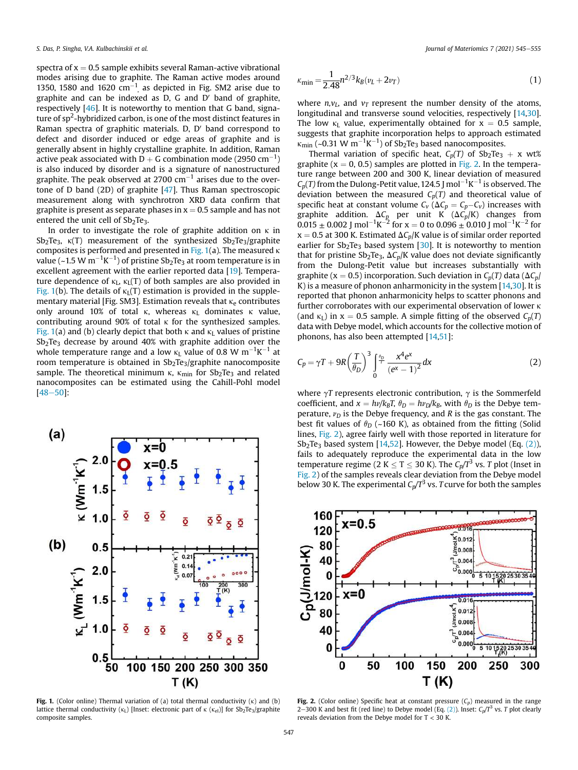spectra of x = 0.5 sample exhibits several Raman-active vibrational modes arising due to graphite. The Raman active modes around 1350, 1580 and 1620 $cm^{-1}$, as depicted in Fig. SM2 arise due to graphite and can be indexed as D, G and D′ band of graphite, respectively [46]. It is noteworthy to mention that G band, signature of $sp^2$-hybridized carbon, is one of the most distinct features in Raman spectra of graphitic materials. D, D′ band correspond to defect and disorder induced or edge areas of graphite and is generally absent in highly crystalline graphite. In addition, Raman active peak associated with D + G combination mode (2950 $cm^{-1}$) is also induced by disorder and is a signature of nanostructured graphite. The peak observed at 2700 $cm^{-1}$ arises due to the overtone of D band (2D) of graphite [47]. Thus Raman spectroscopic measurement along with synchrotron XRD data confirm that graphite is present as separate phases in x = 0.5 sample and has not entered the unit cell of $Sb_2Te_3$.

In order to investigate the role of graphite addition on κ in $Sb_2Te_3$, κ(T) measurement of the synthesized $Sb_2Te_3$/graphite composites is performed and presented in Fig. 1(a). The measured κ value (~1.5 W $m^{-1}K^{-1}$) of pristine $Sb_2Te_3$ at room temperature is in excellent agreement with the earlier reported data [19]. Temperature dependence of $\kappa_L$, $\kappa_L$(T) of both samples are also provided in Fig. 1(b). The details of $\kappa_L$(T) estimation is provided in the supplementary material [Fig. SM3]. Estimation reveals that $\kappa_e$ contributes only around 10% of total κ, whereas $\kappa_L$ dominates κ value, contributing around 90% of total κ for the synthesized samples. Fig. 1(a) and (b) clearly depict that both κ and $\kappa_L$ values of pristine $Sb_2Te_3$ decrease by around 40% with graphite addition over the whole temperature range and a low $\kappa_L$ value of 0.8 W $m^{-1}K^{-1}$ at room temperature is obtained in $Sb_2Te_3$/graphite nanocomposite sample. The theoretical minimum κ, $\kappa_{min}$ for $Sb_2Te_3$ and related nanocomposites can be estimated using the Cahill-Pohl model [48–50]:

Fig. 1. (Color online) Thermal variation of (a) total thermal conductivity (κ) and (b) lattice thermal conductivity ($\kappa_L$) [Inset: electronic part of κ ($\kappa_{el}$)] for $Sb_2Te_3$/graphite composite samples.

$$\kappa_{min} = \frac{1}{2.48} n^{2/3} k_B (v_L + 2v_T) \tag{1}$$

where $n, v_L$, and $v_T$ represent the number density of the atoms, longitudinal and transverse sound velocities, respectively [14,30]. The low $\kappa_L$ value, experimentally obtained for x = 0.5 sample, suggests that graphite incorporation helps to approach estimated $\kappa_{min}$ (~0.31 W $m^{-1}K^{-1}$) of $Sb_2Te_3$ based nanocomposites.

Thermal variation of specific heat, $C_p(T)$ of $Sb_2Te_3$ + x wt% graphite (x = 0, 0.5) samples are plotted in Fig. 2. In the temperature range between 200 and 300 K, linear deviation of measured $C_p(T)$ from the Dulong-Petit value, 124.5 J $mol^{-1}K^{-1}$ is observed. The deviation between the measured $C_p(T)$ and theoretical value of specific heat at constant volume $C_v$ ($\Delta C_p = C_p - C_v$) increases with graphite addition. $\Delta C_p$ per unit K ($\Delta C_p$/K) changes from 0.015 ± 0.002 J $mol^{-1}K^{-2}$ for x = 0 to 0.096 ± 0.010 J $mol^{-1}K^{-2}$ for x = 0.5 at 300 K. Estimated $\Delta C_p$/K value is of similar order reported earlier for $Sb_2Te_3$ based system [30]. It is noteworthy to mention that for pristine $Sb_2Te_3$, $\Delta C_p$/K value does not deviate significantly from the Dulong-Petit value but increases substantially with graphite (x = 0.5) incorporation. Such deviation in $C_p(T)$ data ($\Delta C_p$/K) is a measure of phonon anharmonicity in the system [14,30]. It is reported that phonon anharmonicity helps to scatter phonons and further corroborates with our experimental observation of lower κ (and $\kappa_L$) in x = 0.5 sample. A simple fitting of the observed $C_p(T)$ data with Debye model, which accounts for the collective motion of phonons, has also been attempted [14,51]:

$$C_p = \gamma T + 9R\left(\frac{T}{\theta_D}\right)^3 \int_0^{\theta_D/T} \frac{x^4 e^x}{(e^x - 1)^2} dx \tag{2}$$

where $\gamma T$ represents electronic contribution, $\gamma$ is the Sommerfeld coefficient, and $x = h\nu/k_BT$, $\theta_D = h\nu_D/k_B$, with $\theta_D$ is the Debye temperature, $\nu_D$ is the Debye frequency, and $R$ is the gas constant. The best fit values of $\theta_D$ (~160 K), as obtained from the fitting (Solid lines, Fig. 2), agree fairly well with those reported in literature for $Sb_2Te_3$ based system [14,52]. However, the Debye model (Eq. (2)), fails to adequately reproduce the experimental data in the low temperature regime (2 K ≤ T ≤ 30 K). The $C_p/T^3$ vs. $T$ plot (Inset in Fig. 2) of the samples reveals clear deviation from the Debye model below 30 K. The experimental $C_p/T^3$ vs. $T$ curve for both the samples

Fig. 2. (Color online) Specific heat at constant pressure ($C_p$) measured in the range 2–300 K and best fit (red line) to Debye model (Eq. (2)). Inset: $C_p/T^3$ vs. $T$ plot clearly reveals deviation from the Debye model for T < 30 K.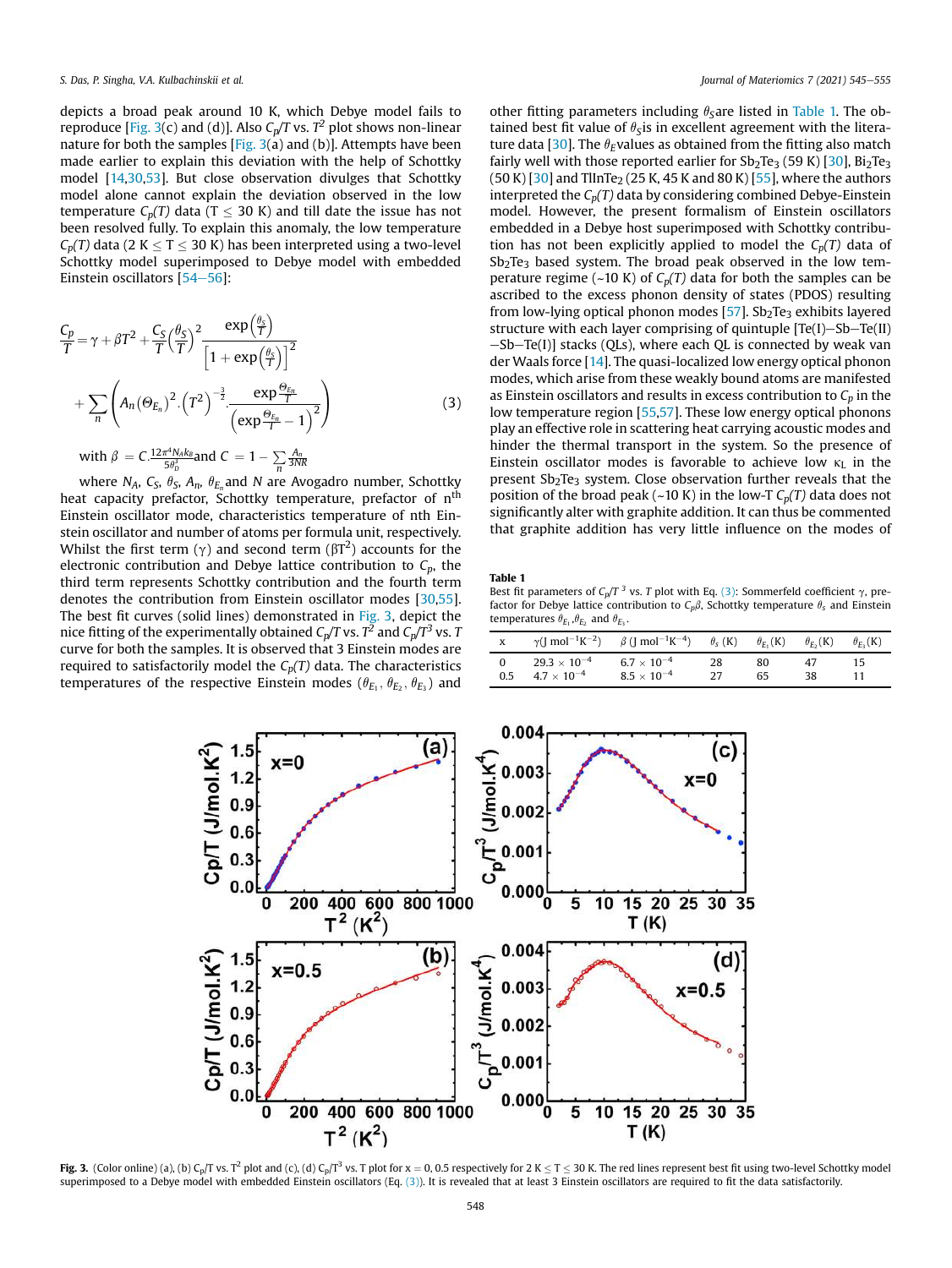depicts a broad peak around 10 K, which Debye model fails to reproduce [Fig. 3(c) and (d)]. Also $C_p/T$ vs. $T^2$ plot shows non-linear nature for both the samples [Fig. 3(a) and (b)]. Attempts have been made earlier to explain this deviation with the help of Schottky model [14,30,53]. But close observation divulges that Schottky model alone cannot explain the deviation observed in the low temperature $C_p(T)$ data ($T \leq 30$ K) and till date the issue has not been resolved fully. To explain this anomaly, the low temperature $C_p(T)$ data ($2 \text{ K} \leq T \leq 30$ K) has been interpreted using a two-level Schottky model superimposed to Debye model with embedded Einstein oscillators [54–56]:

$$\frac{C_p}{T} = \gamma + \beta T^2 + \frac{C_S}{T}\left(\frac{\theta_S}{T}\right)^2 \frac{\exp\left(\frac{\theta_S}{T}\right)}{\left[1+\exp\left(\frac{\theta_S}{T}\right)\right]^2} + \sum_n \left( A_n (\Theta_{E_n})^2 . \left(T^2\right)^{-\frac{3}{2}} . \frac{\exp\frac{\Theta_{E_n}}{T}}{\left(\exp\frac{\Theta_{E_n}}{T} - 1\right)^2} \right) \quad (3)$$

with $\beta = C.\frac{12\pi^4 N_A k_B}{5\theta_D^3}$ and $C = 1 - \sum_n \frac{A_n}{3NR}$

where $N_A$, $C_S$, $\theta_S$, $A_n$, $\theta_{E_n}$ and $N$ are Avogadro number, Schottky heat capacity prefactor, Schottky temperature, prefactor of n[th] Einstein oscillator mode, characteristics temperature of nth Einstein oscillator mode and number of atoms per formula unit, respectively. Whilst the first term ($\gamma$) and second term ($\beta T^2$) accounts for the electronic contribution and Debye lattice contribution to $C_p$, the third term represents Schottky contribution and the fourth term denotes the contribution from Einstein oscillator modes [30,55]. The best fit curves (solid lines) demonstrated in Fig. 3, depict the nice fitting of the experimentally obtained $C_p/T$ vs. $T^2$ and $C_p/T^3$ vs. $T$ curve for both the samples. It is observed that 3 Einstein modes are required to satisfactorily model the $C_p(T)$ data. The characteristics temperatures of the respective Einstein modes ($\theta_{E_1}$, $\theta_{E_2}$, $\theta_{E_3}$) and other fitting parameters including $\theta_S$ are listed in Table 1. The obtained best fit value of $\theta_S$ is in excellent agreement with the literature data [30]. The $\theta_E$ values as obtained from the fitting also match fairly well with those reported earlier for $Sb_2Te_3$ (59 K) [30], $Bi_2Te_3$ (50 K) [30] and $TlInTe_2$ (25 K, 45 K and 80 K) [55], where the authors interpreted the $C_p(T)$ data by considering combined Debye-Einstein model. However, the present formalism of Einstein oscillators embedded in a Debye host superimposed with Schottky contribution has not been explicitly applied to model the $C_p(T)$ data of $Sb_2Te_3$ based system. The broad peak observed in the low temperature regime (~10 K) of $C_p(T)$ data for both the samples can be ascribed to the excess phonon density of states (PDOS) resulting from low-lying optical phonon modes [57]. $Sb_2Te_3$ exhibits layered structure with each layer comprising of quintuple [Te(I)−Sb−Te(II)−Sb−Te(I)] stacks (QLs), where each QL is connected by weak van der Waals force [14]. The quasi-localized low energy optical phonon modes, which arise from these weakly bound atoms are manifested as Einstein oscillators and results in excess contribution to $C_p$ in the low temperature region [55,57]. These low energy optical phonons play an effective role in scattering heat carrying acoustic modes and hinder the thermal transport in the system. So the presence of Einstein oscillator modes is favorable to achieve low $\kappa_L$ in the present $Sb_2Te_3$ system. Close observation further reveals that the position of the broad peak (~10 K) in the low-T $C_p(T)$ data does not significantly alter with graphite addition. It can thus be commented that graphite addition has very little influence on the modes of

**Table 1**
Best fit parameters of $C_p/T^3$ vs. $T$ plot with Eq. (3): Sommerfeld coefficient $\gamma$, prefactor for Debye lattice contribution to $C_p \beta$, Schottky temperature $\theta_s$ and Einstein temperatures $\theta_{E_1}$, $\theta_{E_2}$ and $\theta_{E_3}$.

| x | $\gamma$ (J mol$^{-1}$K$^{-2}$) | $\beta$ (J mol$^{-1}$K$^{-4}$) | $\theta_s$ (K) | $\theta_{E_1}$ (K) | $\theta_{E_2}$ (K) | $\theta_{E_3}$ (K) |
|---|---|---|---|---|---|---|
| 0 | $29.3 \times 10^{-4}$ | $6.7 \times 10^{-4}$ | 28 | 80 | 47 | 15 |
| 0.5 | $4.7 \times 10^{-4}$ | $8.5 \times 10^{-4}$ | 27 | 65 | 38 | 11 |

**Fig. 3.** (Color online) (a), (b) $C_p/T$ vs. $T^2$ plot and (c), (d) $C_p/T^3$ vs. T plot for x = 0, 0.5 respectively for $2 \text{ K} \leq T \leq 30$ K. The red lines represent best fit using two-level Schottky model superimposed to a Debye model with embedded Einstein oscillators (Eq. (3)). It is revealed that at least 3 Einstein oscillators are required to fit the data satisfactorily.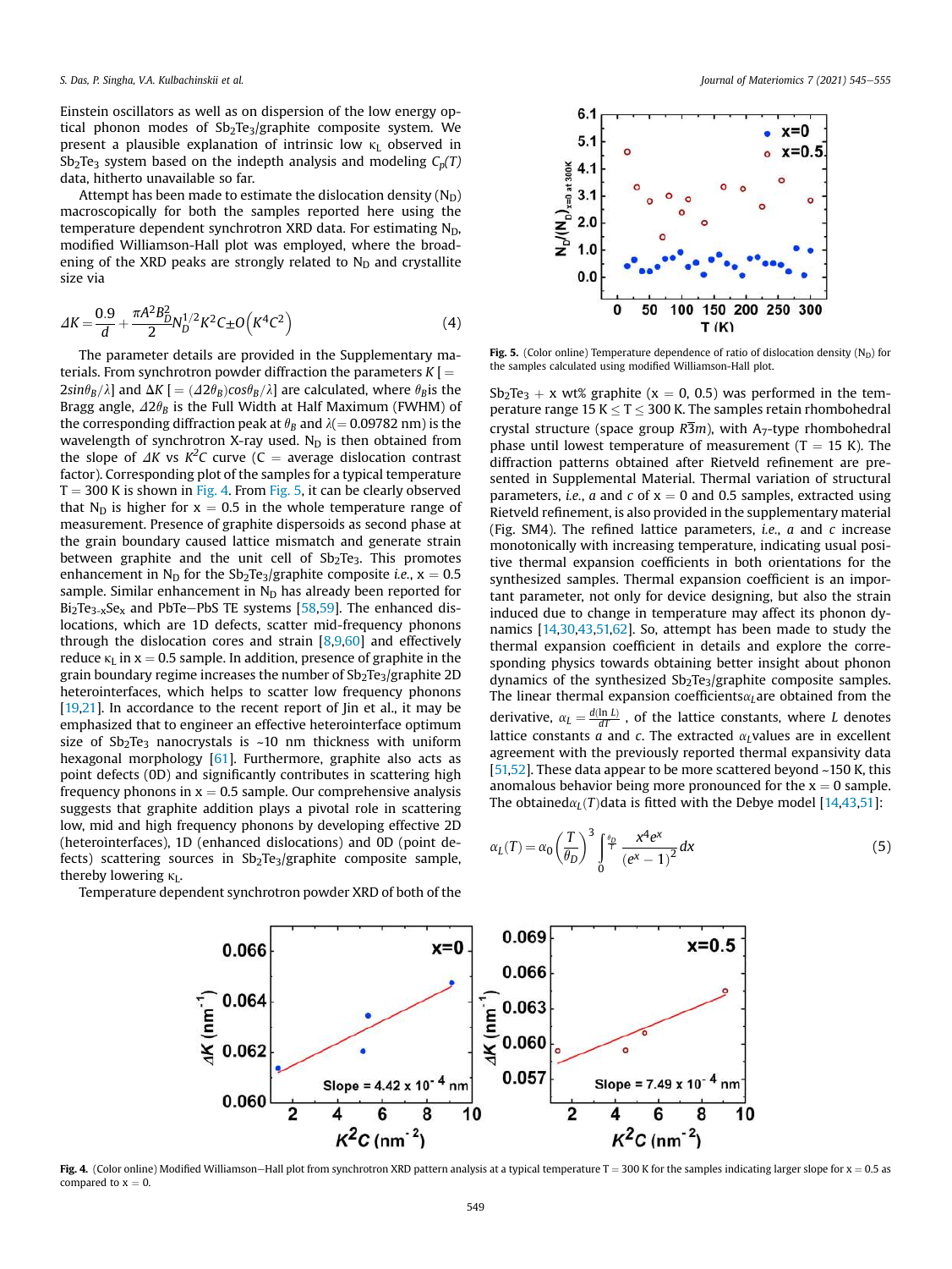Einstein oscillators as well as on dispersion of the low energy optical phonon modes of $Sb_2Te_3$/graphite composite system. We present a plausible explanation of intrinsic low $\kappa_L$ observed in $Sb_2Te_3$ system based on the indepth analysis and modeling $C_p(T)$ data, hitherto unavailable so far.

Attempt has been made to estimate the dislocation density ($N_D$) macroscopically for both the samples reported here using the temperature dependent synchrotron XRD data. For estimating $N_D$, modified Williamson-Hall plot was employed, where the broadening of the XRD peaks are strongly related to $N_D$ and crystallite size via

$$\Delta K = \frac{0.9}{d} + \frac{\pi A^2 B_D^2}{2} N_D^{1/2} K^2 C \pm O\left(K^4 C^2\right) \tag{4}$$

The parameter details are provided in the Supplementary materials. From synchrotron powder diffraction the parameters $K$ [$= 2sin\theta_B/\lambda$] and $\Delta K$ [$= (\Delta 2\theta_B)cos\theta_B/\lambda$] are calculated, where $\theta_B$ is the Bragg angle, $\Delta 2\theta_B$ is the Full Width at Half Maximum (FWHM) of the corresponding diffraction peak at $\theta_B$ and $\lambda(= 0.09782$ nm) is the wavelength of synchrotron X-ray used. $N_D$ is then obtained from the slope of $\Delta K$ vs $K^2C$ curve ($C$ = average dislocation contrast factor). Corresponding plot of the samples for a typical temperature T = 300 K is shown in Fig. 4. From Fig. 5, it can be clearly observed that $N_D$ is higher for x = 0.5 in the whole temperature range of measurement. Presence of graphite dispersoids as second phase at the grain boundary caused lattice mismatch and generate strain between graphite and the unit cell of $Sb_2Te_3$. This promotes enhancement in $N_D$ for the $Sb_2Te_3$/graphite composite *i.e.*, x = 0.5 sample. Similar enhancement in $N_D$ has already been reported for $Bi_2Te_{3-x}Se_x$ and PbTe−PbS TE systems [58,59]. The enhanced dislocations, which are 1D defects, scatter mid-frequency phonons through the dislocation cores and strain [8,9,60] and effectively reduce $\kappa_L$ in x = 0.5 sample. In addition, presence of graphite in the grain boundary regime increases the number of $Sb_2Te_3$/graphite 2D heterointerfaces, which helps to scatter low frequency phonons [19,21]. In accordance to the recent report of Jin et al., it may be emphasized that to engineer an effective heterointerface optimum size of $Sb_2Te_3$ nanocrystals is ~10 nm thickness with uniform hexagonal morphology [61]. Furthermore, graphite also acts as point defects (0D) and significantly contributes in scattering high frequency phonons in x = 0.5 sample. Our comprehensive analysis suggests that graphite addition plays a pivotal role in scattering low, mid and high frequency phonons by developing effective 2D (heterointerfaces), 1D (enhanced dislocations) and 0D (point defects) scattering sources in $Sb_2Te_3$/graphite composite sample, thereby lowering $\kappa_L$.

Temperature dependent synchrotron powder XRD of both of the $Sb_2Te_3$ + x wt% graphite (x = 0, 0.5) was performed in the temperature range 15 K ≤ T ≤ 300 K. The samples retain rhombohedral crystal structure (space group $R\overline{3}m$), with $A_7$-type rhombohedral phase until lowest temperature of measurement (T = 15 K). The diffraction patterns obtained after Rietveld refinement are presented in Supplemental Material. Thermal variation of structural parameters, *i.e.*, *a* and *c* of x = 0 and 0.5 samples, extracted using Rietveld refinement, is also provided in the supplementary material (Fig. SM4). The refined lattice parameters, *i.e.*, *a* and *c* increase monotonically with increasing temperature, indicating usual positive thermal expansion coefficients in both orientations for the synthesized samples. Thermal expansion coefficient is an important parameter, not only for device designing, but also the strain induced due to change in temperature may affect its phonon dynamics [14,30,43,51,62]. So, attempt has been made to study the thermal expansion coefficient in details and explore the corresponding physics towards obtaining better insight about phonon dynamics of the synthesized $Sb_2Te_3$/graphite composite samples. The linear thermal expansion coefficients $\alpha_L$ are obtained from the derivative, $\alpha_L = \frac{d(\ln L)}{dT}$, of the lattice constants, where $L$ denotes lattice constants *a* and *c*. The extracted $\alpha_L$ values are in excellent agreement with the previously reported thermal expansivity data [51,52]. These data appear to be more scattered beyond ~150 K, this anomalous behavior being more pronounced for the x = 0 sample. The obtained $\alpha_L(T)$ data is fitted with the Debye model [14,43,51]:

$$\alpha_L(T) = \alpha_0 \left(\frac{T}{\theta_D}\right)^3 \int_0^{\frac{\theta_D}{T}} \frac{x^4 e^x}{(e^x - 1)^2} dx \tag{5}$$

**Fig. 5.** (Color online) Temperature dependence of ratio of dislocation density ($N_D$) for the samples calculated using modified Williamson-Hall plot.

**Fig. 4.** (Color online) Modified Williamson−Hall plot from synchrotron XRD pattern analysis at a typical temperature T = 300 K for the samples indicating larger slope for x = 0.5 as compared to x = 0.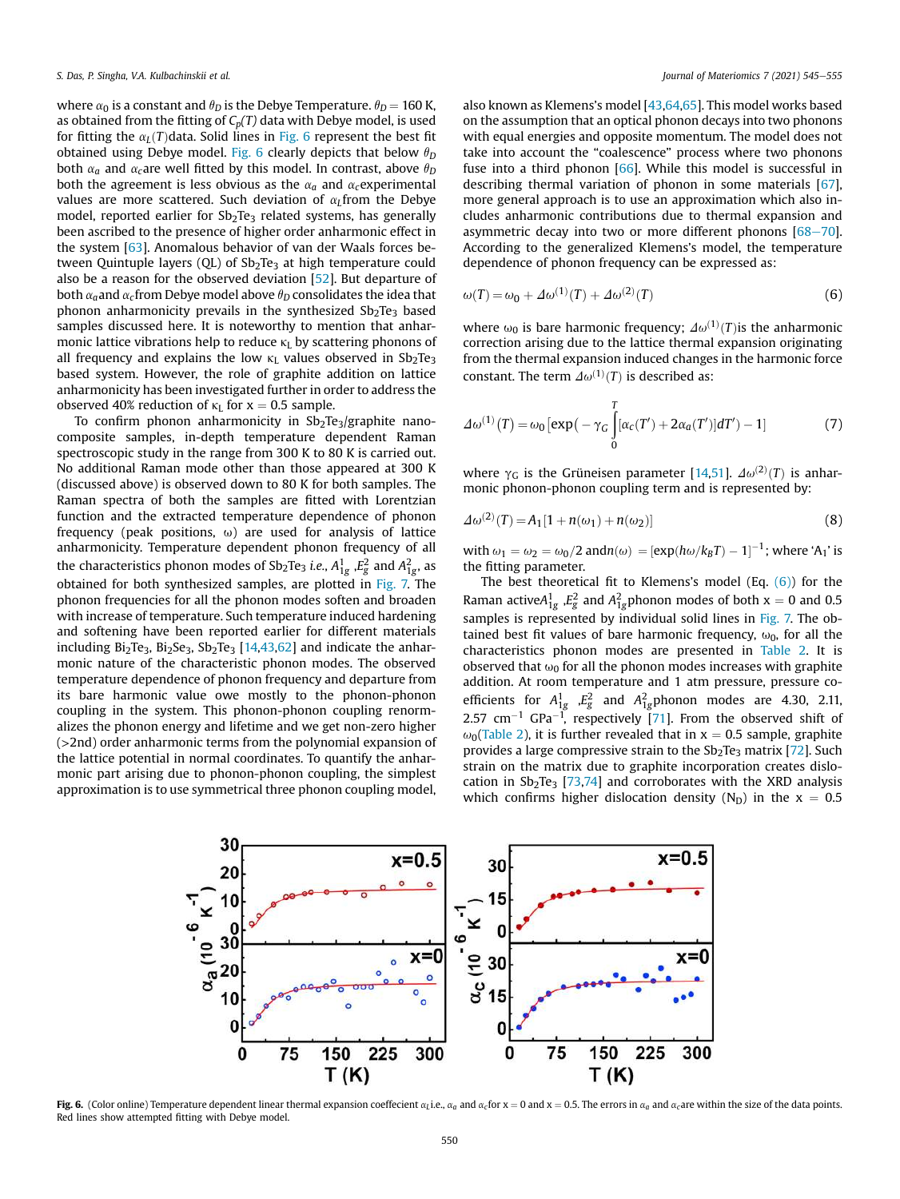where $\alpha_0$ is a constant and $\theta_D$ is the Debye Temperature. $\theta_D = 160$ K, as obtained from the fitting of $C_p(T)$ data with Debye model, is used for fitting the $\alpha_L(T)$data. Solid lines in Fig. 6 represent the best fit obtained using Debye model. Fig. 6 clearly depicts that below $\theta_D$ both $\alpha_a$ and $\alpha_c$are well fitted by this model. In contrast, above $\theta_D$ both the agreement is less obvious as the $\alpha_a$ and $\alpha_c$experimental values are more scattered. Such deviation of $\alpha_L$from the Debye model, reported earlier for $Sb_2Te_3$ related systems, has generally been ascribed to the presence of higher order anharmonic effect in the system [63]. Anomalous behavior of van der Waals forces between Quintuple layers (QL) of $Sb_2Te_3$ at high temperature could also be a reason for the observed deviation [52]. But departure of both $\alpha_a$and $\alpha_c$from Debye model above $\theta_D$ consolidates the idea that phonon anharmonicity prevails in the synthesized $Sb_2Te_3$ based samples discussed here. It is noteworthy to mention that anharmonic lattice vibrations help to reduce $\kappa_L$ by scattering phonons of all frequency and explains the low $\kappa_L$ values observed in $Sb_2Te_3$ based system. However, the role of graphite addition on lattice anharmonicity has been investigated further in order to address the observed 40% reduction of $\kappa_L$ for x = 0.5 sample.

To confirm phonon anharmonicity in $Sb_2Te_3$/graphite nanocomposite samples, in-depth temperature dependent Raman spectroscopic study in the range from 300 K to 80 K is carried out. No additional Raman mode other than those appeared at 300 K (discussed above) is observed down to 80 K for both samples. The Raman spectra of both the samples are fitted with Lorentzian function and the extracted temperature dependence of phonon frequency (peak positions, ω) are used for analysis of lattice anharmonicity. Temperature dependent phonon frequency of all the characteristics phonon modes of $Sb_2Te_3$ *i.e.*, $A^1_{1g}$ ,$E^2_g$ and $A^2_{1g}$, as obtained for both synthesized samples, are plotted in Fig. 7. The phonon frequencies for all the phonon modes soften and broaden with increase of temperature. Such temperature induced hardening and softening have been reported earlier for different materials including $Bi_2Te_3$, $Bi_2Se_3$, $Sb_2Te_3$ [14,43,62] and indicate the anharmonic nature of the characteristic phonon modes. The observed temperature dependence of phonon frequency and departure from its bare harmonic value owe mostly to the phonon-phonon coupling in the system. This phonon-phonon coupling renormalizes the phonon energy and lifetime and we get non-zero higher (>2nd) order anharmonic terms from the polynomial expansion of the lattice potential in normal coordinates. To quantify the anharmonic part arising due to phonon-phonon coupling, the simplest approximation is to use symmetrical three phonon coupling model, also known as Klemens's model [43,64,65]. This model works based on the assumption that an optical phonon decays into two phonons with equal energies and opposite momentum. The model does not take into account the "coalescence" process where two phonons fuse into a third phonon [66]. While this model is successful in describing thermal variation of phonon in some materials [67], more general approach is to use an approximation which also includes anharmonic contributions due to thermal expansion and asymmetric decay into two or more different phonons [68–70]. According to the generalized Klemens's model, the temperature dependence of phonon frequency can be expressed as:

$$\omega(T) = \omega_0 + \Delta\omega^{(1)}(T) + \Delta\omega^{(2)}(T) \tag{6}$$

where $\omega_0$ is bare harmonic frequency; $\Delta\omega^{(1)}(T)$is the anharmonic correction arising due to the lattice thermal expansion originating from the thermal expansion induced changes in the harmonic force constant. The term $\Delta\omega^{(1)}(T)$ is described as:

$$\Delta\omega^{(1)}(T) = \omega_0\left[\exp\left(-\gamma_G\int_0^T[\alpha_c(T') + 2\alpha_a(T')]dT'\right) - 1\right] \tag{7}$$

where $\gamma_G$ is the Grüneisen parameter [14,51]. $\Delta\omega^{(2)}(T)$ is anharmonic phonon-phonon coupling term and is represented by:

$$\Delta\omega^{(2)}(T) = A_1[1 + n(\omega_1) + n(\omega_2)] \tag{8}$$

with $\omega_1 = \omega_2 = \omega_0/2$ and$n(\omega) = [\exp(h\omega/k_BT) - 1]^{-1}$; where '$A_1$' is the fitting parameter.

The best theoretical fit to Klemens's model (Eq. (6)) for the Raman active$A^1_{1g}$ ,$E^2_g$ and $A^2_{1g}$phonon modes of both x = 0 and 0.5 samples is represented by individual solid lines in Fig. 7. The obtained best fit values of bare harmonic frequency, $\omega_0$, for all the characteristics phonon modes are presented in Table 2. It is observed that $\omega_0$ for all the phonon modes increases with graphite addition. At room temperature and 1 atm pressure, pressure coefficients for $A^1_{1g}$ ,$E^2_g$ and $A^2_{1g}$phonon modes are 4.30, 2.11, 2.57 cm$^{-1}$ GPa$^{-1}$, respectively [71]. From the observed shift of $\omega_0$(Table 2), it is further revealed that in x = 0.5 sample, graphite provides a large compressive strain to the $Sb_2Te_3$ matrix [72]. Such strain on the matrix due to graphite incorporation creates dislocation in $Sb_2Te_3$ [73,74] and corroborates with the XRD analysis which confirms higher dislocation density ($N_D$) in the x = 0.5

**Fig. 6.** (Color online) Temperature dependent linear thermal expansion coeffecient $\alpha_L$i.e., $\alpha_a$ and $\alpha_c$for x = 0 and x = 0.5. The errors in $\alpha_a$ and $\alpha_c$are within the size of the data points. Red lines show attempted fitting with Debye model.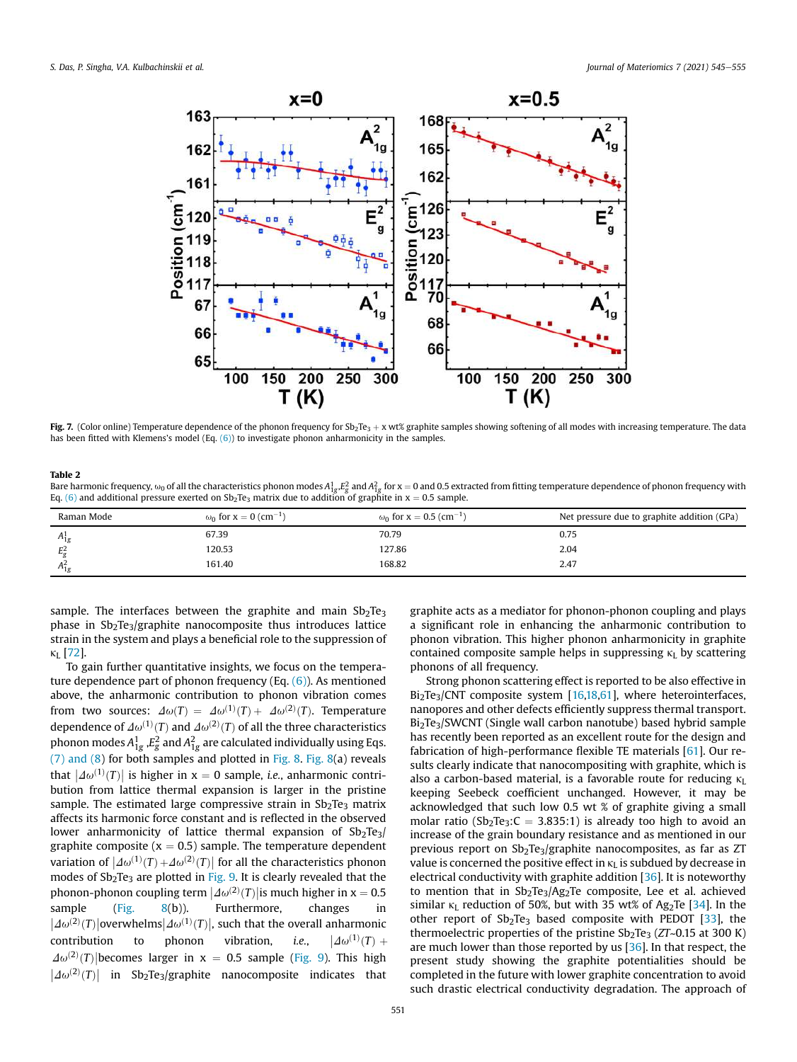Fig. 7. (Color online) Temperature dependence of the phonon frequency for $Sb_2Te_3$ + x wt% graphite samples showing softening of all modes with increasing temperature. The data has been fitted with Klemens's model (Eq. (6)) to investigate phonon anharmonicity in the samples.

**Table 2**
Bare harmonic frequency, $\omega_0$ of all the characteristics phonon modes $A^1_{1g}$, $E^2_g$ and $A^2_{1g}$ for x = 0 and 0.5 extracted from fitting temperature dependence of phonon frequency with Eq. (6) and additional pressure exerted on $Sb_2Te_3$ matrix due to addition of graphite in x = 0.5 sample.

| Raman Mode | $\omega_0$ for x = 0 ($cm^{-1}$) | $\omega_0$ for x = 0.5 ($cm^{-1}$) | Net pressure due to graphite addition (GPa) |
|---|---|---|---|
| $A^1_{1g}$ | 67.39 | 70.79 | 0.75 |
| $E^2_g$ | 120.53 | 127.86 | 2.04 |
| $A^2_{1g}$ | 161.40 | 168.82 | 2.47 |

sample. The interfaces between the graphite and main $Sb_2Te_3$ phase in $Sb_2Te_3$/graphite nanocomposite thus introduces lattice strain in the system and plays a beneficial role to the suppression of $\kappa_L$ [72].

To gain further quantitative insights, we focus on the temperature dependence part of phonon frequency (Eq. (6)). As mentioned above, the anharmonic contribution to phonon vibration comes from two sources: $\Delta\omega(T) = \Delta\omega^{(1)}(T) + \Delta\omega^{(2)}(T)$. Temperature dependence of $\Delta\omega^{(1)}(T)$ and $\Delta\omega^{(2)}(T)$ of all the three characteristics phonon modes $A^1_{1g}$, $E^2_g$ and $A^2_{1g}$ are calculated individually using Eqs. (7) and (8) for both samples and plotted in Fig. 8. Fig. 8(a) reveals that $|\Delta\omega^{(1)}(T)|$ is higher in x = 0 sample, *i.e.*, anharmonic contribution from lattice thermal expansion is larger in the pristine sample. The estimated large compressive strain in $Sb_2Te_3$ matrix affects its harmonic force constant and is reflected in the observed lower anharmonicity of lattice thermal expansion of $Sb_2Te_3$/graphite composite (x = 0.5) sample. The temperature dependent variation of $|\Delta\omega^{(1)}(T)+\Delta\omega^{(2)}(T)|$ for all the characteristics phonon modes of $Sb_2Te_3$ are plotted in Fig. 9. It is clearly revealed that the phonon-phonon coupling term $|\Delta\omega^{(2)}(T)|$ is much higher in x = 0.5 sample (Fig. 8(b)). Furthermore, changes in $|\Delta\omega^{(2)}(T)|$ overwhelms $|\Delta\omega^{(1)}(T)|$, such that the overall anharmonic contribution to phonon vibration, *i.e.*, $|\Delta\omega^{(1)}(T) + \Delta\omega^{(2)}(T)|$ becomes larger in x = 0.5 sample (Fig. 9). This high $|\Delta\omega^{(2)}(T)|$ in $Sb_2Te_3$/graphite nanocomposite indicates that graphite acts as a mediator for phonon-phonon coupling and plays a significant role in enhancing the anharmonic contribution to phonon vibration. This higher phonon anharmonicity in graphite contained composite sample helps in suppressing $\kappa_L$ by scattering phonons of all frequency.

Strong phonon scattering effect is reported to be also effective in $Bi_2Te_3$/CNT composite system [16,18,61], where heterointerfaces, nanopores and other defects efficiently suppress thermal transport. $Bi_2Te_3$/SWCNT (Single wall carbon nanotube) based hybrid sample has recently been reported as an excellent route for the design and fabrication of high-performance flexible TE materials [61]. Our results clearly indicate that nanocompositing with graphite, which is also a carbon-based material, is a favorable route for reducing $\kappa_L$ keeping Seebeck coefficient unchanged. However, it may be acknowledged that such low 0.5 wt % of graphite giving a small molar ratio ($Sb_2Te_3$:C = 3.835:1) is already too high to avoid an increase of the grain boundary resistance and as mentioned in our previous report on $Sb_2Te_3$/graphite nanocomposites, as far as ZT value is concerned the positive effect in $\kappa_L$ is subdued by decrease in electrical conductivity with graphite addition [36]. It is noteworthy to mention that in $Sb_2Te_3$/$Ag_2Te$ composite, Lee et al. achieved similar $\kappa_L$ reduction of 50%, but with 35 wt% of $Ag_2Te$ [34]. In the other report of $Sb_2Te_3$ based composite with PEDOT [33], the thermoelectric properties of the pristine $Sb_2Te_3$ (*ZT*~0.15 at 300 K) are much lower than those reported by us [36]. In that respect, the present study showing the graphite potentialities should be completed in the future with lower graphite concentration to avoid such drastic electrical conductivity degradation. The approach of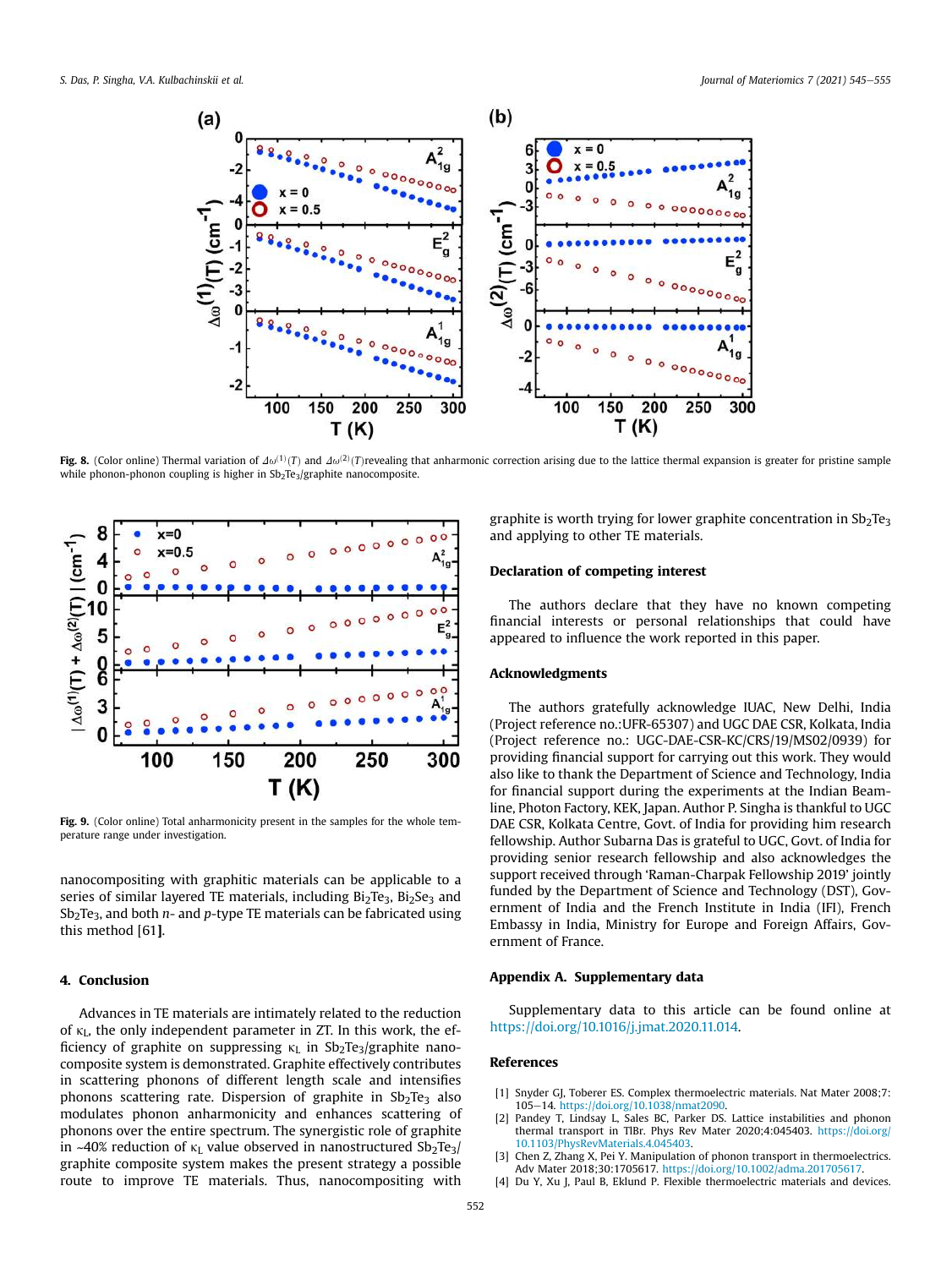Fig. 8. (Color online) Thermal variation of $\Delta\omega^{(1)}(T)$ and $\Delta\omega^{(2)}(T)$revealing that anharmonic correction arising due to the lattice thermal expansion is greater for pristine sample while phonon-phonon coupling is higher in $Sb_2Te_3$/graphite nanocomposite.

Fig. 9. (Color online) Total anharmonicity present in the samples for the whole temperature range under investigation.

nanocompositing with graphitic materials can be applicable to a series of similar layered TE materials, including $Bi_2Te_3$, $Bi_2Se_3$ and $Sb_2Te_3$, and both *n*- and *p*-type TE materials can be fabricated using this method [61].

## 4. Conclusion

Advances in TE materials are intimately related to the reduction of $\kappa_L$, the only independent parameter in ZT. In this work, the efficiency of graphite on suppressing $\kappa_L$ in $Sb_2Te_3$/graphite nanocomposite system is demonstrated. Graphite effectively contributes in scattering phonons of different length scale and intensifies phonons scattering rate. Dispersion of graphite in $Sb_2Te_3$ also modulates phonon anharmonicity and enhances scattering of phonons over the entire spectrum. The synergistic role of graphite in ~40% reduction of $\kappa_L$ value observed in nanostructured $Sb_2Te_3$/graphite composite system makes the present strategy a possible route to improve TE materials. Thus, nanocompositing with graphite is worth trying for lower graphite concentration in $Sb_2Te_3$ and applying to other TE materials.

## Declaration of competing interest

The authors declare that they have no known competing financial interests or personal relationships that could have appeared to influence the work reported in this paper.

## Acknowledgments

The authors gratefully acknowledge IUAC, New Delhi, India (Project reference no.:UFR-65307) and UGC DAE CSR, Kolkata, India (Project reference no.: UGC-DAE-CSR-KC/CRS/19/MS02/0939) for providing financial support for carrying out this work. They would also like to thank the Department of Science and Technology, India for financial support during the experiments at the Indian Beamline, Photon Factory, KEK, Japan. Author P. Singha is thankful to UGC DAE CSR, Kolkata Centre, Govt. of India for providing him research fellowship. Author Subarna Das is grateful to UGC, Govt. of India for providing senior research fellowship and also acknowledges the support received through 'Raman-Charpak Fellowship 2019' jointly funded by the Department of Science and Technology (DST), Government of India and the French Institute in India (IFI), French Embassy in India, Ministry for Europe and Foreign Affairs, Government of France.

## Appendix A. Supplementary data

Supplementary data to this article can be found online at https://doi.org/10.1016/j.jmat.2020.11.014.

## References

[1] Snyder GJ, Toberer ES. Complex thermoelectric materials. Nat Mater 2008;7:105–14. https://doi.org/10.1038/nmat2090.

[2] Pandey T, Lindsay L, Sales BC, Parker DS. Lattice instabilities and phonon thermal transport in TlBr. Phys Rev Mater 2020;4:045403. https://doi.org/10.1103/PhysRevMaterials.4.045403.

[3] Chen Z, Zhang X, Pei Y. Manipulation of phonon transport in thermoelectrics. Adv Mater 2018;30:1705617. https://doi.org/10.1002/adma.201705617.

[4] Du Y, Xu J, Paul B, Eklund P. Flexible thermoelectric materials and devices.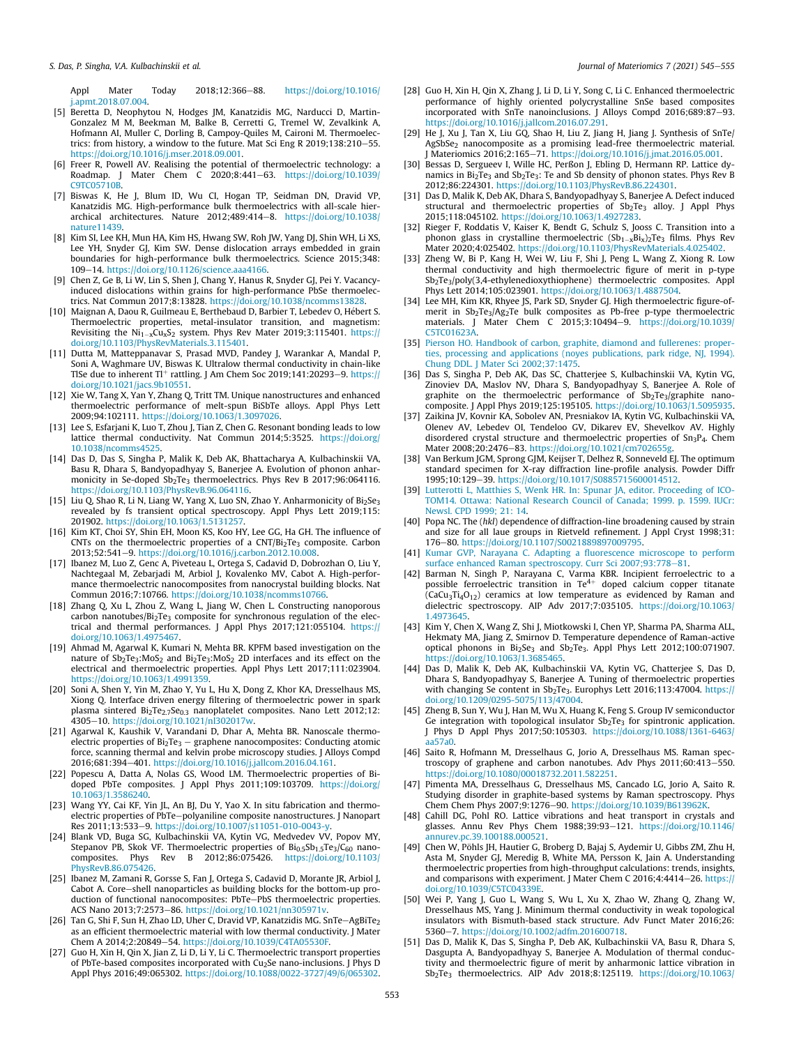Appl Mater Today 2018;12:366–88. https://doi.org/10.1016/j.apmt.2018.07.004.

[5] Beretta D, Neophytou N, Hodges JM, Kanatzidis MG, Narducci D, Martin-Gonzalez M M, Beekman M, Balke B, Cerretti G, Tremel W, Zevalkink A, Hofmann AI, Muller C, Dorling B, Campoy-Quiles M, Caironi M. Thermoelectrics: from history, a window to the future. Mat Sci Eng R 2019;138:210–55. https://doi.org/10.1016/j.mser.2018.09.001.

[6] Freer R, Powell AV. Realising the potential of thermoelectric technology: a Roadmap. J Mater Chem C 2020;8:441–63. https://doi.org/10.1039/C9TC05710B.

[7] Biswas K, He J, Blum ID, Wu CI, Hogan TP, Seidman DN, Dravid VP, Kanatzidis MG. High-performance bulk thermoelectrics with all-scale hierarchical architectures. Nature 2012;489:414–8. https://doi.org/10.1038/nature11439.

[8] Kim SI, Lee KH, Mun HA, Kim HS, Hwang SW, Roh JW, Yang DJ, Shin WH, Li XS, Lee YH, Snyder GJ, Kim SW. Dense dislocation arrays embedded in grain boundaries for high-performance bulk thermoelectrics. Science 2015;348:109–14. https://doi.org/10.1126/science.aaa4166.

[9] Chen Z, Ge B, Li W, Lin S, Shen J, Chang Y, Hanus R, Snyder GJ, Pei Y. Vacancy-induced dislocations within grains for high-performance PbSe thermoelectrics. Nat Commun 2017;8:13828. https://doi.org/10.1038/ncomms13828.

[10] Maignan A, Daou R, Guilmeau E, Berthebaud D, Barbier T, Lebedev O, Hébert S. Thermoelectric properties, metal-insulator transition, and magnetism: Revisiting the $Ni_{1-x}Cu_xS_2$ system. Phys Rev Mater 2019;3:115401. https://doi.org/10.1103/PhysRevMaterials.3.115401.

[11] Dutta M, Matteppanavar S, Prasad MVD, Pandey J, Warankar A, Mandal P, Soni A, Waghmare UV, Biswas K. Ultralow thermal conductivity in chain-like TlSe due to inherent $Tl^{+}$ rattling. J Am Chem Soc 2019;141:20293–9. https://doi.org/10.1021/jacs.9b10551.

[12] Xie W, Tang X, Yan Y, Zhang Q, Tritt TM. Unique nanostructures and enhanced thermoelectric performance of melt-spun BiSbTe alloys. Appl Phys Lett 2009;94:102111. https://doi.org/10.1063/1.3097026.

[13] Lee S, Esfarjani K, Luo T, Zhou J, Tian Z, Chen G. Resonant bonding leads to low lattice thermal conductivity. Nat Commun 2014;5:3525. https://doi.org/10.1038/ncomms4525.

[14] Das D, Das S, Singha P, Malik K, Deb AK, Bhattacharya A, Kulbachinskii VA, Basu R, Dhara S, Bandyopadhyay S, Banerjee A. Evolution of phonon anharmonicity in Se-doped $Sb_2Te_3$ thermoelectrics. Phys Rev B 2017;96:064116. https://doi.org/10.1103/PhysRevB.96.064116.

[15] Liu Q, Shao R, Li N, Liang W, Yang X, Luo SN, Zhao Y. Anharmonicity of $Bi_2Se_3$ revealed by fs transient optical spectroscopy. Appl Phys Lett 2019;115:201902. https://doi.org/10.1063/1.5131257.

[16] Kim KT, Choi SY, Shin EH, Moon KS, Koo HY, Lee GG, Ha GH. The influence of CNTs on the thermoelectric properties of a CNT/$Bi_2Te_3$ composite. Carbon 2013;52:541–9. https://doi.org/10.1016/j.carbon.2012.10.008.

[17] Ibanez M, Luo Z, Genc A, Piveteau L, Ortega S, Cadavid D, Dobrozhan O, Liu Y, Nachtegaal M, Zebarjadi M, Arbiol J, Kovalenko MV, Cabot A. High-performance thermoelectric nanocomposites from nanocrystal building blocks. Nat Commun 2016;7:10766. https://doi.org/10.1038/ncomms10766.

[18] Zhang Q, Xu L, Zhou Z, Wang L, Jiang W, Chen L. Constructing nanoporous carbon nanotubes/$Bi_2Te_3$ composite for synchronous regulation of the electrical and thermal performances. J Appl Phys 2017;121:055104. https://doi.org/10.1063/1.4975467.

[19] Ahmad M, Agarwal K, Kumari N, Mehta BR. KPFM based investigation on the nature of $Sb_2Te_3$:$MoS_2$ and $Bi_2Te_3$:$MoS_2$ 2D interfaces and its effect on the electrical and thermoelectric properties. Appl Phys Lett 2017;111:023904. https://doi.org/10.1063/1.4991359.

[20] Soni A, Shen Y, Yin M, Zhao Y, Yu L, Hu X, Dong Z, Khor KA, Dresselhaus MS, Xiong Q. Interface driven energy filtering of thermoelectric power in spark plasma sintered $Bi_2Te_{2.7}Se_{0.3}$ nanoplatelet composites. Nano Lett 2012;12:4305–10. https://doi.org/10.1021/nl302017w.

[21] Agarwal K, Kaushik V, Varandani D, Dhar A, Mehta BR. Nanoscale thermoelectric properties of $Bi_2Te_3$ – graphene nanocomposites: Conducting atomic force, scanning thermal and kelvin probe microscopy studies. J Alloys Compd 2016;681:394–401. https://doi.org/10.1016/j.jallcom.2016.04.161.

[22] Popescu A, Datta A, Nolas GS, Wood LM. Thermoelectric properties of Bi-doped PbTe composites. J Appl Phys 2011;109:103709. https://doi.org/10.1063/1.3586240.

[23] Wang YY, Cai KF, Yin JL, An BJ, Du Y, Yao X. In situ fabrication and thermoelectric properties of PbTe–polyaniline composite nanostructures. J Nanopart Res 2011;13:533–9. https://doi.org/10.1007/s11051-010-0043-y.

[24] Blank VD, Buga SG, Kulbachinskii VA, Kytin VG, Medvedev VV, Popov MY, Stepanov PB, Skok VF. Thermoelectric properties of $Bi_{0.5}Sb_{1.5}Te_3$/$C_{60}$ nanocomposites. Phys Rev B 2012;86:075426. https://doi.org/10.1103/PhysRevB.86.075426.

[25] Ibanez M, Zamani R, Gorsse S, Fan J, Ortega S, Cadavid D, Morante JR, Arbiol J, Cabot A. Core–shell nanoparticles as building blocks for the bottom-up production of functional nanocomposites: PbTe–PbS thermoelectric properties. ACS Nano 2013;7:2573–86. https://doi.org/10.1021/nn305971v.

[26] Tan G, Shi F, Sun H, Zhao LD, Uher C, Dravid VP, Kanatzidis MG. SnTe–$AgBiTe_2$ as an efficient thermoelectric material with low thermal conductivity. J Mater Chem A 2014;2:20849–54. https://doi.org/10.1039/C4TA05530F.

[27] Guo H, Xin H, Qin X, Jian Z, Li D, Li Y, Li C. Thermoelectric transport properties of PbTe-based composites incorporated with $Cu_2Se$ nano-inclusions. J Phys D Appl Phys 2016;49:065302. https://doi.org/10.1088/0022-3727/49/6/065302.

[28] Guo H, Xin H, Qin X, Zhang J, Li D, Li Y, Song C, Li C. Enhanced thermoelectric performance of highly oriented polycrystalline SnSe based composites incorporated with SnTe nanoinclusions. J Alloys Compd 2016;689:87–93. https://doi.org/10.1016/j.jallcom.2016.07.291.

[29] He J, Xu J, Tan X, Liu GQ, Shao H, Liu Z, Jiang H, Jiang J. Synthesis of SnTe/$AgSbSe_2$ nanocomposite as a promising lead-free thermoelectric material. J Materiomics 2016;2:165–71. https://doi.org/10.1016/j.jmat.2016.05.001.

[30] Bessas D, Sergueev I, Wille HC, Perßon J, Ebling D, Hermann RP. Lattice dynamics in $Bi_2Te_3$ and $Sb_2Te_3$: Te and Sb density of phonon states. Phys Rev B 2012;86:224301. https://doi.org/10.1103/PhysRevB.86.224301.

[31] Das D, Malik K, Deb AK, Dhara S, Bandyopadhyay S, Banerjee A. Defect induced structural and thermoelectric properties of $Sb_2Te_3$ alloy. J Appl Phys 2015;118:045102. https://doi.org/10.1063/1.4927283.

[32] Rieger F, Roddatis V, Kaiser K, Bendt G, Schulz S, Jooss C. Transition into a phonon glass in crystalline thermoelectric $(Sb_{1-x}Bi_x)_2Te_3$ films. Phys Rev Mater 2020;4:025402. https://doi.org/10.1103/PhysRevMaterials.4.025402.

[33] Zheng W, Bi P, Kang H, Wei W, Liu F, Shi J, Peng L, Wang Z, Xiong R. Low thermal conductivity and high thermoelectric figure of merit in p-type $Sb_2Te_3$/poly(3,4-ethylenedioxythiophene) thermoelectric composites. Appl Phys Lett 2014;105:023901. https://doi.org/10.1063/1.4887504.

[34] Lee MH, Kim KR, Rhyee JS, Park SD, Snyder GJ. High thermoelectric figure-of-merit in $Sb_2Te_3$/$Ag_2Te$ bulk composites as Pb-free p-type thermoelectric materials. J Mater Chem C 2015;3:10494–9. https://doi.org/10.1039/C5TC01623A.

[35] Pierson HO. Handbook of carbon, graphite, diamond and fullerenes: properties, processing and applications (noyes publications, park ridge, NJ, 1994). Chung DDL. J Mater Sci 2002;37:1475.

[36] Das S, Singha P, Deb AK, Das SC, Chatterjee S, Kulbachinskii VA, Kytin VG, Zinoviev DA, Maslov NV, Dhara S, Bandyopadhyay S, Banerjee A. Role of graphite on the thermoelectric performance of $Sb_2Te_3$/graphite nanocomposite. J Appl Phys 2019;125:195105. https://doi.org/10.1063/1.5095935.

[37] Zaikina JV, Kovnir KA, Sobolev AN, Presniakov IA, Kytin VG, Kulbachinskii VA, Olenev AV, Lebedev OI, Tendeloo GV, Dikarev EV, Shevelkov AV. Highly disordered crystal structure and thermoelectric properties of $Sn_3P_4$. Chem Mater 2008;20:2476–83. https://doi.org/10.1021/cm702655g.

[38] Van Berkum JGM, Sprong GJM, Keijser T, Delhez R, Sonneveld EJ. The optimum standard specimen for X-ray diffraction line-profile analysis. Powder Diffr 1995;10:129–39. https://doi.org/10.1017/S0885715600014512.

[39] Lutterotti L, Matthies S, Wenk HR. In: Spunar JA, editor. Proceeding of ICOTOM14. Ottawa: National Research Council of Canada; 1999. p. 1599. IUCr: Newsl. CPD 1999; 21: 14.

[40] Popa NC. The (*hkl*) dependence of diffraction-line broadening caused by strain and size for all laue groups in Rietveld refinement. J Appl Cryst 1998;31:176–80. https://doi.org/10.1107/S0021889897009795.

[41] Kumar GVP, Narayana C. Adapting a fluorescence microscope to perform surface enhanced Raman spectroscopy. Curr Sci 2007;93:778–81.

[42] Barman N, Singh P, Narayana C, Varma KBR. Incipient ferroelectric to a possible ferroelectric transition in $Te^{4+}$ doped calcium copper titanate ($CaCu_3Ti_4O_{12}$) ceramics at low temperature as evidenced by Raman and dielectric spectroscopy. AIP Adv 2017;7:035105. https://doi.org/10.1063/1.4973645.

[43] Kim Y, Chen X, Wang Z, Shi J, Miotkowski I, Chen YP, Sharma PA, Sharma ALL, Hekmaty MA, Jiang Z, Smirnov D. Temperature dependence of Raman-active optical phonons in $Bi_2Se_3$ and $Sb_2Te_3$. Appl Phys Lett 2012;100:071907. https://doi.org/10.1063/1.3685465.

[44] Das D, Malik K, Deb AK, Kulbachinskii VA, Kytin VG, Chatterjee S, Das D, Dhara S, Bandyopadhyay S, Banerjee A. Tuning of thermoelectric properties with changing Se content in $Sb_2Te_3$. Europhys Lett 2016;113:47004. https://doi.org/10.1209/0295-5075/113/47004.

[45] Zheng B, Sun Y, Wu J, Han M, Wu X, Huang K, Feng S. Group IV semiconductor Ge integration with topological insulator $Sb_2Te_3$ for spintronic application. J Phys D Appl Phys 2017;50:105303. https://doi.org/10.1088/1361-6463/aa57a0.

[46] Saito R, Hofmann M, Dresselhaus G, Jorio A, Dresselhaus MS. Raman spectroscopy of graphene and carbon nanotubes. Adv Phys 2011;60:413–550. https://doi.org/10.1080/00018732.2011.582251.

[47] Pimenta MA, Dresselhaus G, Dresselhaus MS, Cancado LG, Jorio A, Saito R. Studying disorder in graphite-based systems by Raman spectroscopy. Phys Chem Chem Phys 2007;9:1276–90. https://doi.org/10.1039/B613962K.

[48] Cahill DG, Pohl RO. Lattice vibrations and heat transport in crystals and glasses. Annu Rev Phys Chem 1988;39:93–121. https://doi.org/10.1146/annurev.pc.39.100188.000521.

[49] Chen W, Pöhls JH, Hautier G, Broberg D, Bajaj S, Aydemir U, Gibbs ZM, Zhu H, Asta M, Snyder GJ, Meredig B, White MA, Persson K, Jain A. Understanding thermoelectric properties from high-throughput calculations: trends, insights, and comparisons with experiment. J Mater Chem C 2016;4:4414–26. https://doi.org/10.1039/C5TC04339E.

[50] Wei P, Yang J, Guo L, Wang S, Wu L, Xu X, Zhao W, Zhang Q, Zhang W, Dresselhaus MS, Yang J. Minimum thermal conductivity in weak topological insulators with Bismuth-based stack structure. Adv Funct Mater 2016;26:5360–7. https://doi.org/10.1002/adfm.201600718.

[51] Das D, Malik K, Das S, Singha P, Deb AK, Kulbachinskii VA, Basu R, Dhara S, Dasgupta A, Bandyopadhyay S, Banerjee A. Modulation of thermal conductivity and thermoelectric figure of merit by anharmonic lattice vibration in $Sb_2Te_3$ thermoelectrics. AIP Adv 2018;8:125119. https://doi.org/10.1063/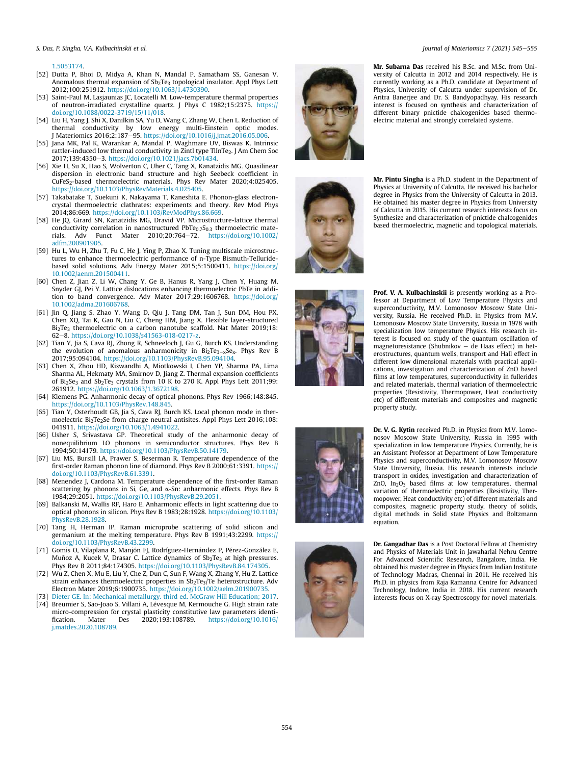1.5053174.

[52] Dutta P, Bhoi D, Midya A, Khan N, Mandal P, Samatham SS, Ganesan V. Anomalous thermal expansion of $Sb_2Te_3$ topological insulator. Appl Phys Lett 2012;100:251912. https://doi.org/10.1063/1.4730390.

[53] Saint-Paul M, Lasjaunias JC, Locatelli M. Low-temperature thermal properties of neutron-irradiated crystalline quartz. J Phys C 1982;15:2375. https://doi.org/10.1088/0022-3719/15/11/018.

[54] Liu H, Yang J, Shi X, Danilkin SA, Yu D, Wang C, Zhang W, Chen L. Reduction of thermal conductivity by low energy multi-Einstein optic modes. J Materiomics 2016;2:187–95. https://doi.org/10.1016/j.jmat.2016.05.006.

[55] Jana MK, Pal K, Warankar A, Mandal P, Waghmare UV, Biswas K. Intrinsic rattler-induced low thermal conductivity in Zintl type $TlInTe_2$. J Am Chem Soc 2017;139:4350–3. https://doi.org/10.1021/jacs.7b01434.

[56] Xie H, Su X, Hao S, Wolverton C, Uher C, Tang X, Kanatzidis MG. Quasilinear dispersion in electronic band structure and high Seebeck coefficient in $CuFeS_2$-based thermoelectric materials. Phys Rev Mater 2020;4:025405. https://doi.org/10.1103/PhysRevMaterials.4.025405.

[57] Takabatake T, Suekuni K, Nakayama T, Kaneshita E. Phonon-glass electron-crystal thermoelectric clathrates: experiments and theory. Rev Mod Phys 2014;86:669. https://doi.org/10.1103/RevModPhys.86.669.

[58] He JQ, Girard SN, Kanatzidis MG, Dravid VP. Microstructure-lattice thermal conductivity correlation in nanostructured $PbTe_{0.7}S_{0.3}$ thermoelectric materials. Adv Funct Mater 2010;20:764–72. https://doi.org/10.1002/adfm.200901905.

[59] Hu L, Wu H, Zhu T, Fu C, He J, Ying P, Zhao X. Tuning multiscale microstructures to enhance thermoelectric performance of n-Type Bismuth-Telluride-based solid solutions. Adv Energy Mater 2015;5:1500411. https://doi.org/10.1002/aenm.201500411.

[60] Chen Z, Jian Z, Li W, Chang Y, Ge B, Hanus R, Yang J, Chen Y, Huang M, Snyder GJ, Pei Y. Lattice dislocations enhancing thermoelectric PbTe in addition to band convergence. Adv Mater 2017;29:1606768. https://doi.org/10.1002/adma.201606768.

[61] Jin Q, Jiang S, Zhao Y, Wang D, Qiu J, Tang DM, Tan J, Sun DM, Hou PX, Chen XQ, Tai K, Gao N, Liu C, Cheng HM, Jiang X. Flexible layer-structured $Bi_2Te_3$ thermoelectric on a carbon nanotube scaffold. Nat Mater 2019;18:62–8. https://doi.org/10.1038/s41563-018-0217-z.

[62] Tian Y, Jia S, Cava RJ, Zhong R, Schneeloch J, Gu G, Burch KS. Understanding the evolution of anomalous anharmonicity in $Bi_2Te_{3-x}Se_x$. Phys Rev B 2017;95:094104. https://doi.org/10.1103/PhysRevB.95.094104.

[63] Chen X, Zhou HD, Kiswandhi A, Miotkowski I, Chen YP, Sharma PA, Lima Sharma AL, Hekmaty MA, Smirnov D, Jiang Z. Thermal expansion coefficients of $Bi_2Se_3$ and $Sb_2Te_3$ crystals from 10 K to 270 K. Appl Phys Lett 2011;99:261912. https://doi.org/10.1063/1.3672198.

[64] Klemens PG. Anharmonic decay of optical phonons. Phys Rev 1966;148:845. https://doi.org/10.1103/PhysRev.148.845.

[65] Tian Y, Osterhoudt GB, Jia S, Cava RJ, Burch KS. Local phonon mode in thermoelectric $Bi_2Te_2Se$ from charge neutral antisites. Appl Phys Lett 2016;108:041911. https://doi.org/10.1063/1.4941022.

[66] Usher S, Srivastava GP. Theoretical study of the anharmonic decay of nonequilibrium LO phonons in semiconductor structures. Phys Rev B 1994;50:14179. https://doi.org/10.1103/PhysRevB.50.14179.

[67] Liu MS, Bursill LA, Prawer S, Beserman R. Temperature dependence of the first-order Raman phonon line of diamond. Phys Rev B 2000;61:3391. https://doi.org/10.1103/PhysRevB.61.3391.

[68] Menendez J, Cardona M. Temperature dependence of the first-order Raman scattering by phonons in Si, Ge, and α-Sn: anharmonic effects. Phys Rev B 1984;29:2051. https://doi.org/10.1103/PhysRevB.29.2051.

[69] Balkanski M, Wallis RF, Haro E. Anharmonic effects in light scattering due to optical phonons in silicon. Phys Rev B 1983;28:1928. https://doi.org/10.1103/PhysRevB.28.1928.

[70] Tang H, Herman IP. Raman microprobe scattering of solid silicon and germanium at the melting temperature. Phys Rev B 1991;43:2299. https://doi.org/10.1103/PhysRevB.43.2299.

[71] Gomis O, Vilaplana R, Manjón FJ, Rodríguez-Hernández P, Pérez-González E, Muñoz A, Kucek V, Drasar C. Lattice dynamics of $Sb_2Te_3$ at high pressures. Phys Rev B 2011;84:174305. https://doi.org/10.1103/PhysRevB.84.174305.

[72] Wu Z, Chen X, Mu E, Liu Y, Che Z, Dun C, Sun F, Wang X, Zhang Y, Hu Z. Lattice strain enhances thermoelectric properties in $Sb_2Te_3$/Te heterostructure. Adv Electron Mater 2019;6:1900735. https://doi.org/10.1002/aelm.201900735.

[73] Dieter GE. In: Mechanical metallurgy. third ed. McGraw Hill Education; 2017.

[74] Breumier S, Sao-Joao S, Villani A, Lévesque M, Kermouche G. High strain rate micro-compression for crystal plasticity constitutive law parameters identification. Mater Des 2020;193:108789. https://doi.org/10.1016/j.matdes.2020.108789.

**Mr. Subarna Das** received his B.Sc. and M.Sc. from University of Calcutta in 2012 and 2014 respectively. He is currently working as a Ph.D. candidate at Department of Physics, University of Calcutta under supervision of Dr. Aritra Banerjee and Dr. S. Bandyopadhyay. His research interest is focused on synthesis and characterization of different binary pnictide chalcogenides based thermoelectric material and strongly correlated systems.

**Mr. Pintu Singha** is a Ph.D. student in the Department of Physics at University of Calcutta. He received his bachelor degree in Physics from the University of Calcutta in 2013. He obtained his master degree in Physics from University of Calcutta in 2015. His current research interests focus on Synthesize and characterization of pnictide chalcogenides based thermoelectric, magnetic and topological materials.

**Prof. V. A. Kulbachinskii** is presently working as a Professor at Department of Low Temperature Physics and superconductivity, M.V. Lomonosov Moscow State University, Russia. He received Ph.D. in Physics from M.V. Lomonosov Moscow State University, Russia in 1978 with specialization low temperature Physics. His research interest is focused on study of the quantum oscillation of magnetoresistance (Shubnikov – de Haas effect) in heterostructures, quantum wells, transport and Hall effect in different low dimensional materials with practical applications, investigation and characterization of ZnO based films at low temperatures, superconductivity in fullerides and related materials, thermal variation of thermoelectric properties (Resistivity, Thermopower, Heat conductivity etc) of different materials and composites and magnetic property study.

**Dr. V. G. Kytin** received Ph.D. in Physics from M.V. Lomonosov Moscow State University, Russia in 1995 with specialization in low temperature Physics. Currently, he is an Assistant Professor at Department of Low Temperature Physics and superconductivity, M.V. Lomonosov Moscow State University, Russia. His research interests include transport in oxides, investigation and characterization of ZnO, $In_2O_3$ based films at low temperatures, thermal variation of thermoelectric properties (Resistivity, Thermopower, Heat conductivity etc) of different materials and composites, magnetic property study, theory of solids, digital methods in Solid state Physics and Boltzmann equation.

**Dr. Gangadhar Das** is a Post Doctoral Fellow at Chemistry and Physics of Materials Unit in Jawaharlal Nehru Centre For Advanced Scientific Research, Bangalore, India. He obtained his master degree in Physics from Indian Institute of Technology Madras, Chennai in 2011. He received his Ph.D. in physics from Raja Ramanna Centre for Advanced Technology, Indore, India in 2018. His current research interests focus on X-ray Spectroscopy for novel materials.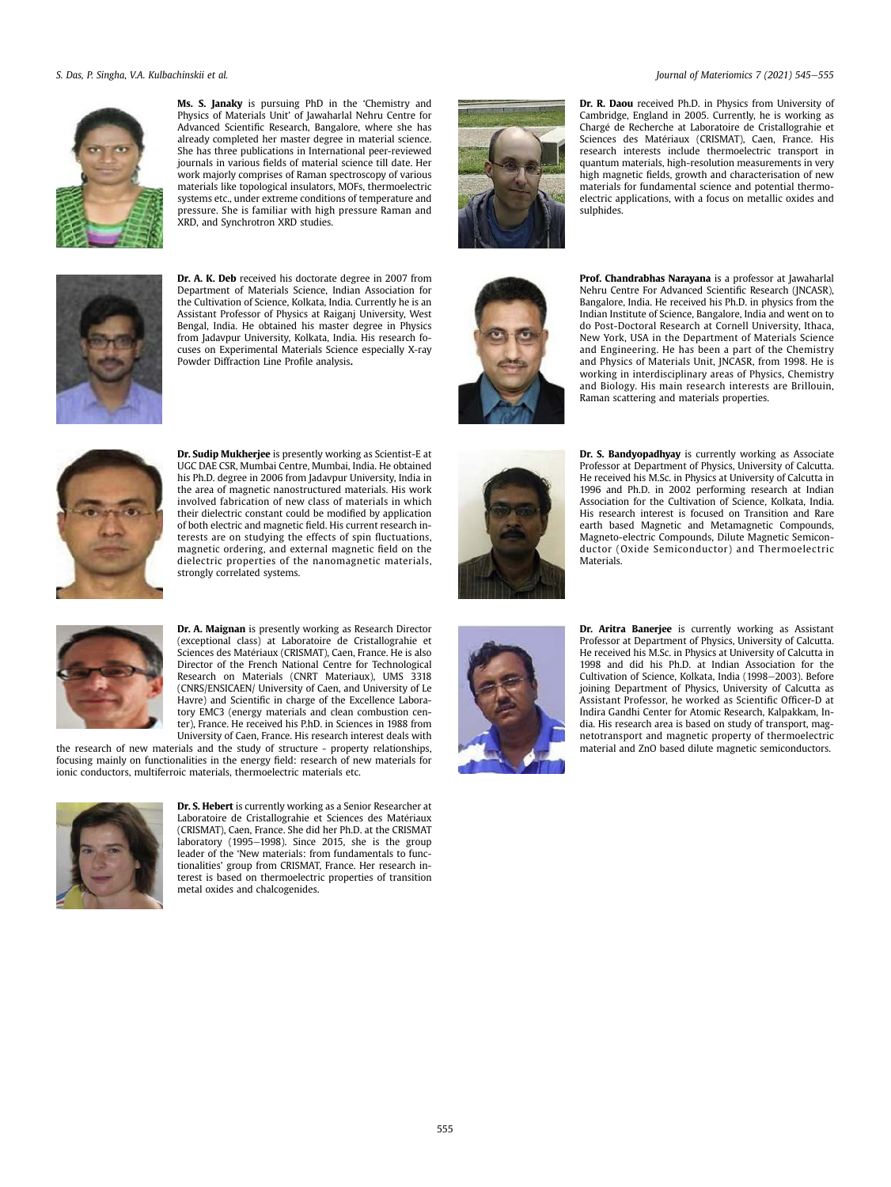**Ms. S. Janaky** is pursuing PhD in the 'Chemistry and Physics of Materials Unit' of Jawaharlal Nehru Centre for Advanced Scientific Research, Bangalore, where she has already completed her master degree in material science. She has three publications in International peer-reviewed journals in various fields of material science till date. Her work majorly comprises of Raman spectroscopy of various materials like topological insulators, MOFs, thermoelectric systems etc., under extreme conditions of temperature and pressure. She is familiar with high pressure Raman and XRD, and Synchrotron XRD studies.

**Dr. A. K. Deb** received his doctorate degree in 2007 from Department of Materials Science, Indian Association for the Cultivation of Science, Kolkata, India. Currently he is an Assistant Professor of Physics at Raiganj University, West Bengal, India. He obtained his master degree in Physics from Jadavpur University, Kolkata, India. His research focuses on Experimental Materials Science especially X-ray Powder Diffraction Line Profile analysis.

**Dr. Sudip Mukherjee** is presently working as Scientist-E at UGC DAE CSR, Mumbai Centre, Mumbai, India. He obtained his Ph.D. degree in 2006 from Jadavpur University, India in the area of magnetic nanostructured materials. His work involved fabrication of new class of materials in which their dielectric constant could be modified by application of both electric and magnetic field. His current research interests are on studying the effects of spin fluctuations, magnetic ordering, and external magnetic field on the dielectric properties of the nanomagnetic materials, strongly correlated systems.

**Dr. A. Maignan** is presently working as Research Director (exceptional class) at Laboratoire de Cristallograhie et Sciences des Matériaux (CRISMAT), Caen, France. He is also Director of the French National Centre for Technological Research on Materials (CNRT Materiaux), UMS 3318 (CNRS/ENSICAEN/ University of Caen, and University of Le Havre) and Scientific in charge of the Excellence Laboratory EMC3 (energy materials and clean combustion center), France. He received his P.hD. in Sciences in 1988 from University of Caen, France. His research interest deals with the research of new materials and the study of structure - property relationships, focusing mainly on functionalities in the energy field: research of new materials for ionic conductors, multiferroic materials, thermoelectric materials etc.

**Dr. S. Hebert** is currently working as a Senior Researcher at Laboratoire de Cristallograhie et Sciences des Matériaux (CRISMAT), Caen, France. She did her Ph.D. at the CRISMAT laboratory (1995–1998). Since 2015, she is the group leader of the 'New materials: from fundamentals to functionalities' group from CRISMAT, France. Her research interest is based on thermoelectric properties of transition metal oxides and chalcogenides.

**Dr. R. Daou** received Ph.D. in Physics from University of Cambridge, England in 2005. Currently, he is working as Chargé de Recherche at Laboratoire de Cristallograhie et Sciences des Matériaux (CRISMAT), Caen, France. His research interests include thermoelectric transport in quantum materials, high-resolution measurements in very high magnetic fields, growth and characterisation of new materials for fundamental science and potential thermoelectric applications, with a focus on metallic oxides and sulphides.

**Prof. Chandrabhas Narayana** is a professor at Jawaharlal Nehru Centre For Advanced Scientific Research (JNCASR), Bangalore, India. He received his Ph.D. in physics from the Indian Institute of Science, Bangalore, India and went on to do Post-Doctoral Research at Cornell University, Ithaca, New York, USA in the Department of Materials Science and Engineering. He has been a part of the Chemistry and Physics of Materials Unit, JNCASR, from 1998. He is working in interdisciplinary areas of Physics, Chemistry and Biology. His main research interests are Brillouin, Raman scattering and materials properties.

**Dr. S. Bandyopadhyay** is currently working as Associate Professor at Department of Physics, University of Calcutta. He received his M.Sc. in Physics at University of Calcutta in 1996 and Ph.D. in 2002 performing research at Indian Association for the Cultivation of Science, Kolkata, India. His research interest is focused on Transition and Rare earth based Magnetic and Metamagnetic Compounds, Magneto-electric Compounds, Dilute Magnetic Semiconductor (Oxide Semiconductor) and Thermoelectric Materials.

**Dr. Aritra Banerjee** is currently working as Assistant Professor at Department of Physics, University of Calcutta. He received his M.Sc. in Physics at University of Calcutta in 1998 and did his Ph.D. at Indian Association for the Cultivation of Science, Kolkata, India (1998–2003). Before joining Department of Physics, University of Calcutta as Assistant Professor, he worked as Scientific Officer-D at Indira Gandhi Center for Atomic Research, Kalpakkam, India. His research area is based on study of transport, magnetotransport and magnetic property of thermoelectric material and ZnO based dilute magnetic semiconductors.